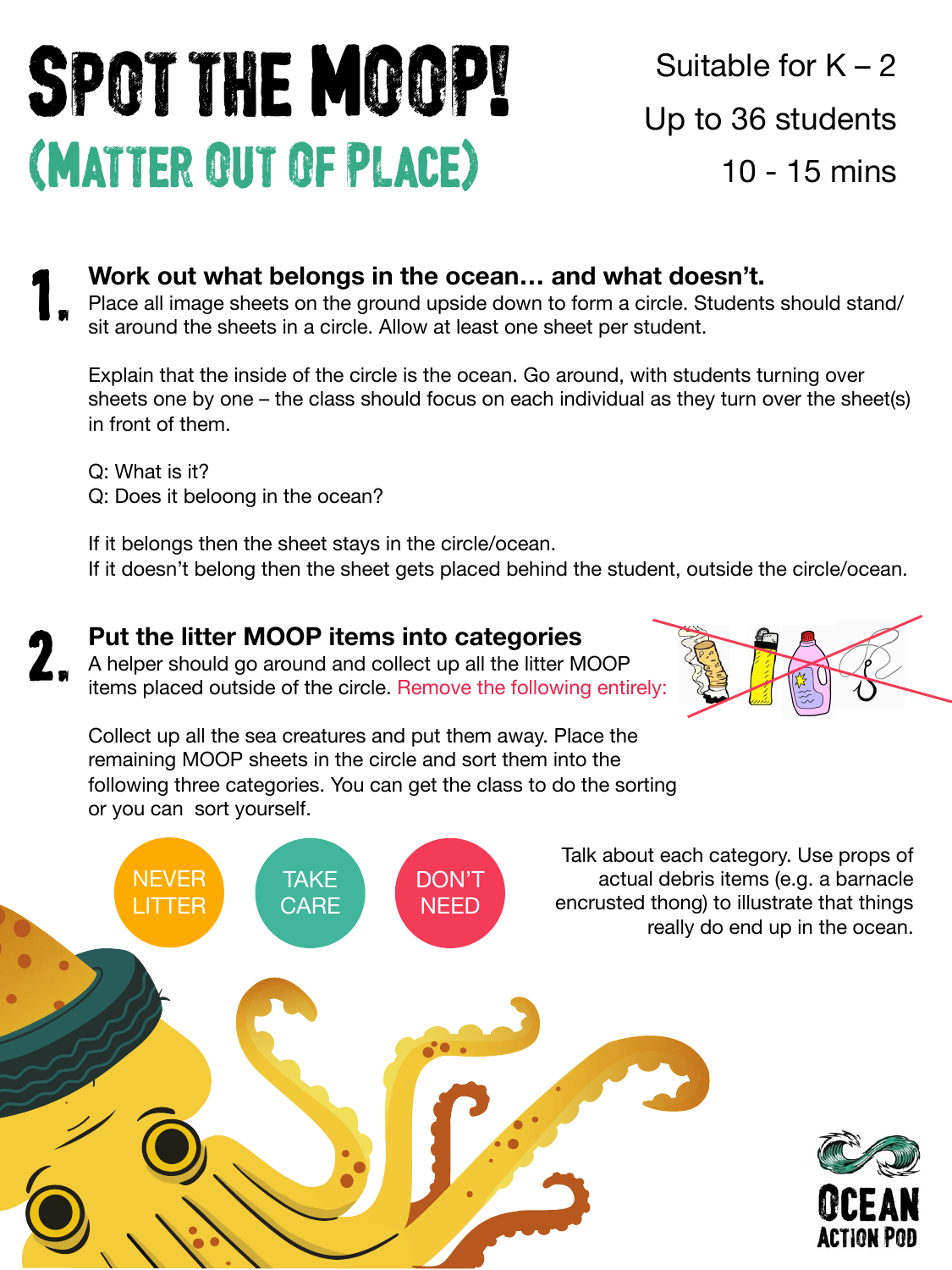# Spot the MOOP!

## (Matter Out Of Place)

Suitable for K – 2

Up to 36 students

10 - 15 mins

## 1. Work out what belongs in the ocean… and what doesn't.

Place all image sheets on the ground upside down to form a circle. Students should stand/ sit around the sheets in a circle. Allow at least one sheet per student.

Explain that the inside of the circle is the ocean. Go around, with students turning over sheets one by one – the class should focus on each individual as they turn over the sheet(s) in front of them.

Q: What is it?
Q: Does it beloong in the ocean?

If it belongs then the sheet stays in the circle/ocean.
If it doesn't belong then the sheet gets placed behind the student, outside the circle/ocean.

## 2. Put the litter MOOP items into categories

A helper should go around and collect up all the litter MOOP items placed outside of the circle. Remove the following entirely:

Collect up all the sea creatures and put them away. Place the remaining MOOP sheets in the circle and sort them into the following three categories. You can get the class to do the sorting or you can sort yourself.

NEVER LITTER

TAKE CARE

DON'T NEED

Talk about each category. Use props of actual debris items (e.g. a barnacle encrusted thong) to illustrate that things really do end up in the ocean.

OCEAN ACTION POD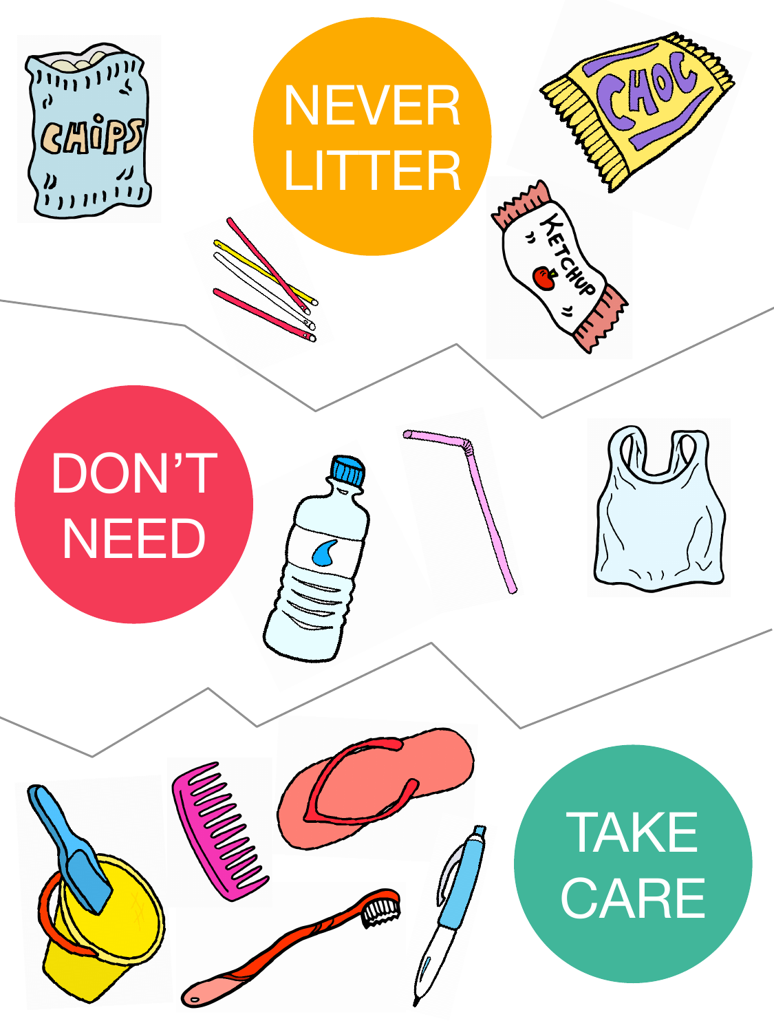NEVER LITTER

DON'T NEED

TAKE CARE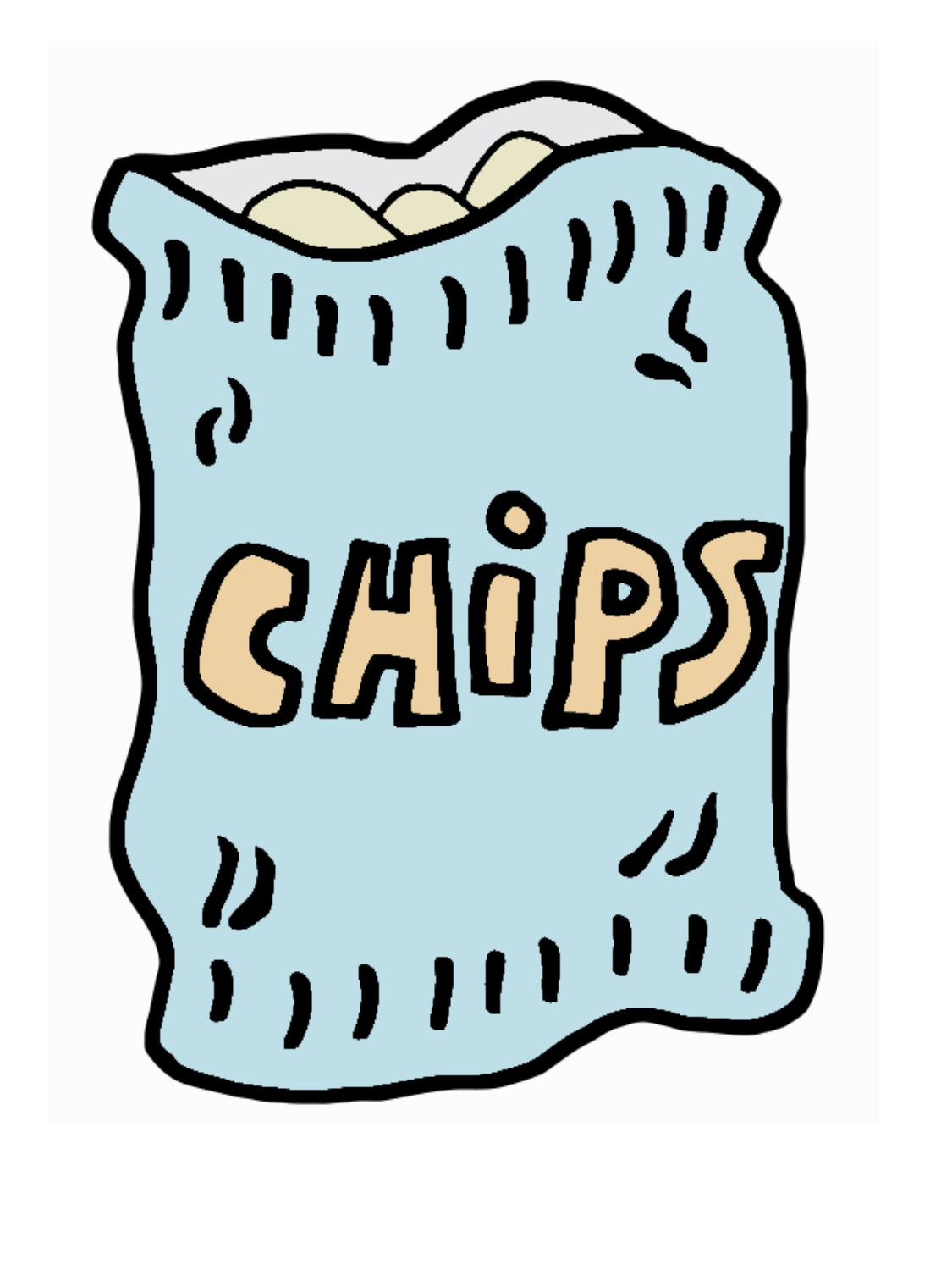CHIPS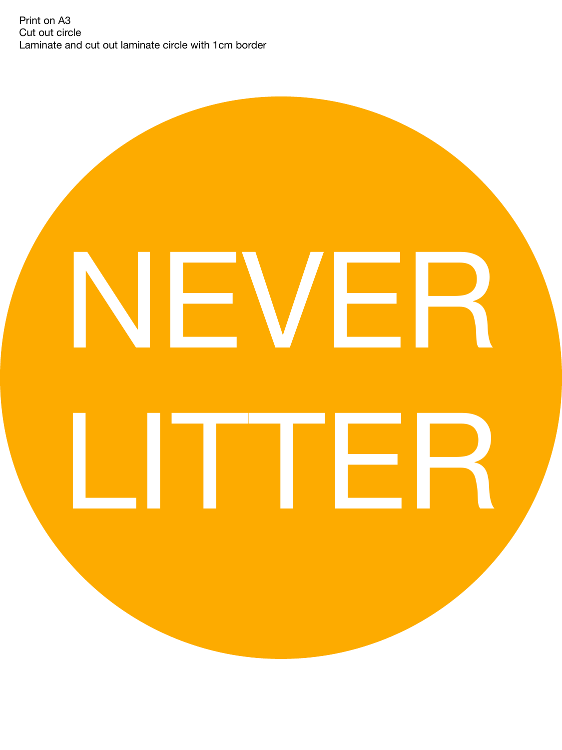Print on A3
Cut out circle
Laminate and cut out laminate circle with 1cm border

# NEVER LITTER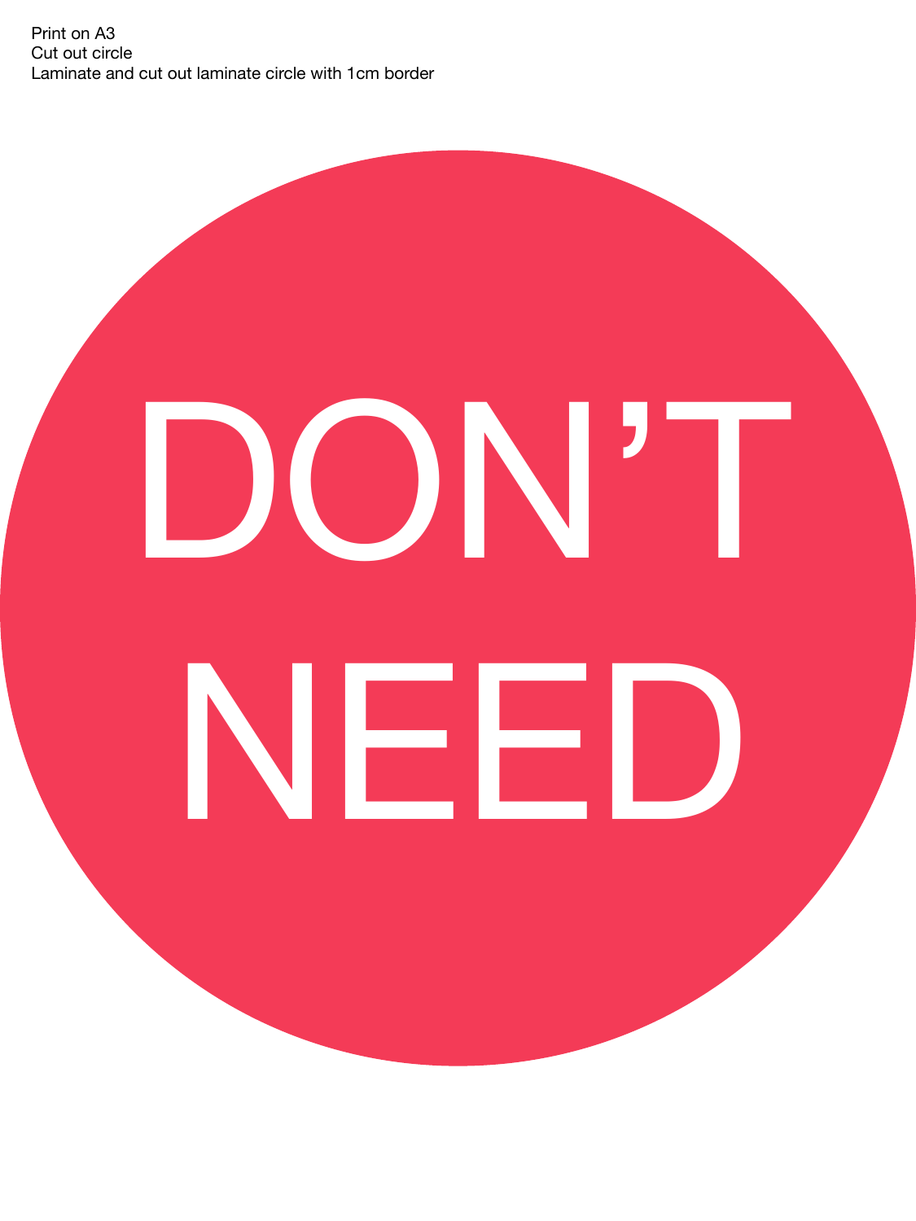Print on A3
Cut out circle
Laminate and cut out laminate circle with 1cm border

# DON'T NEED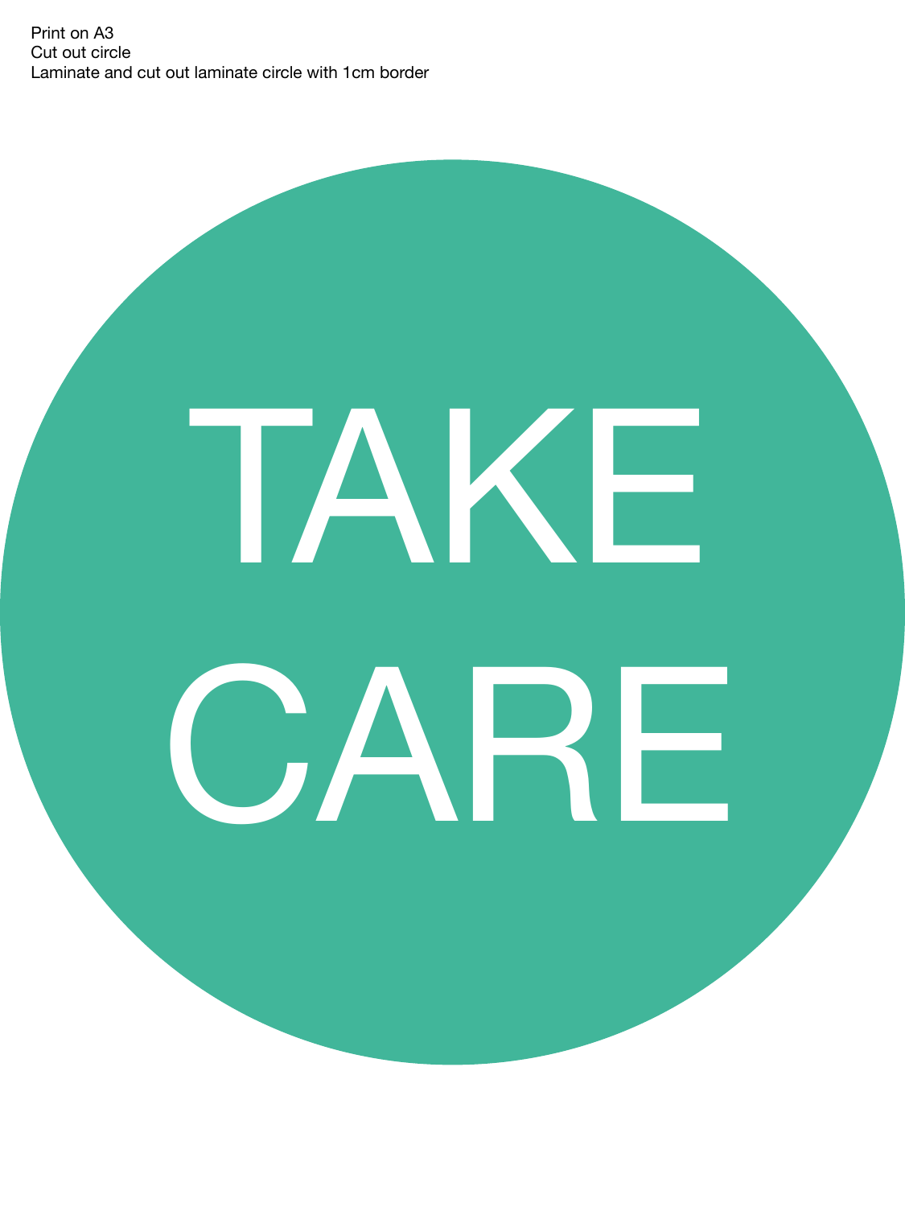Print on A3
Cut out circle
Laminate and cut out laminate circle with 1cm border

TAKE
CARE